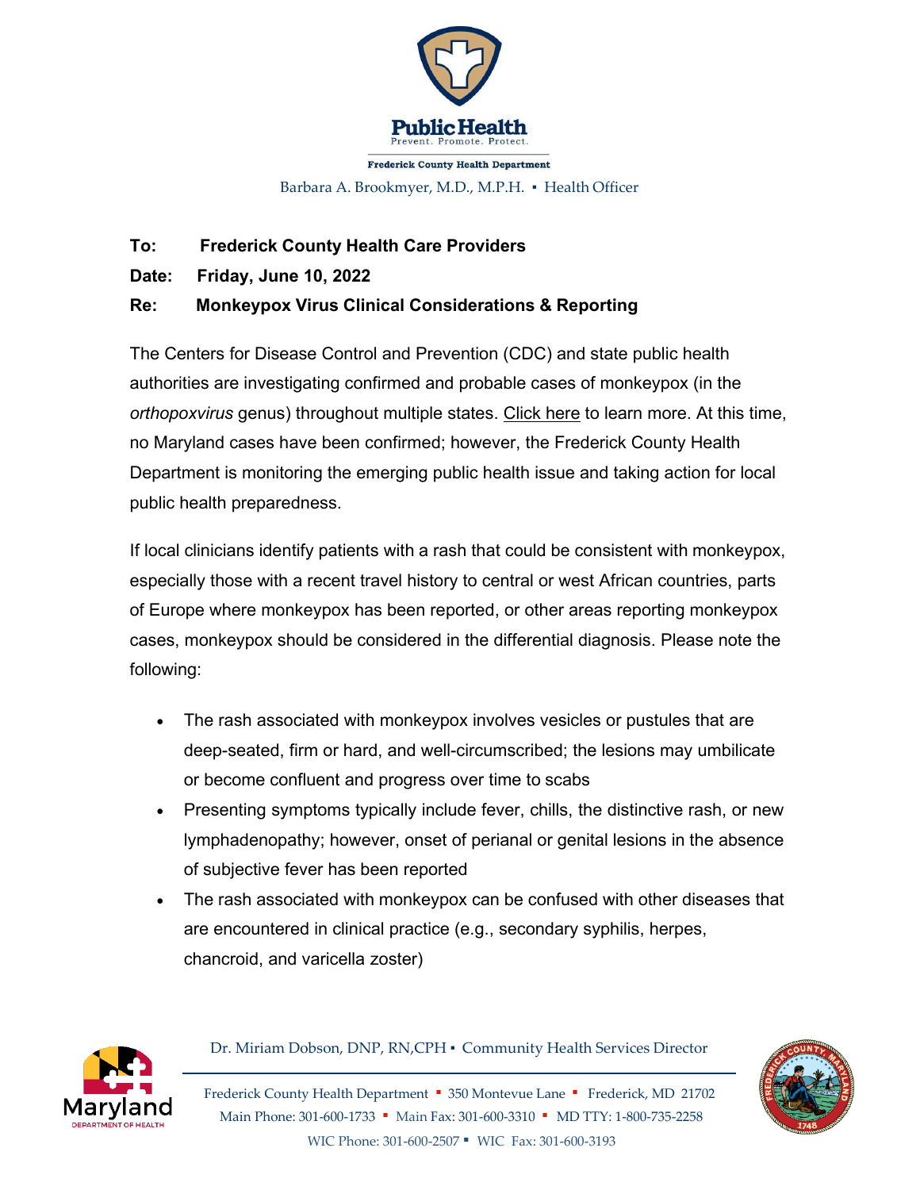Public Health
Prevent. Promote. Protect.

Frederick County Health Department
Barbara A. Brookmyer, M.D., M.P.H. ▪ Health Officer

**To:** **Frederick County Health Care Providers**

**Date:** **Friday, June 10, 2022**

**Re:** **Monkeypox Virus Clinical Considerations & Reporting**

The Centers for Disease Control and Prevention (CDC) and state public health authorities are investigating confirmed and probable cases of monkeypox (in the *orthopoxvirus* genus) throughout multiple states. Click here to learn more. At this time, no Maryland cases have been confirmed; however, the Frederick County Health Department is monitoring the emerging public health issue and taking action for local public health preparedness.

If local clinicians identify patients with a rash that could be consistent with monkeypox, especially those with a recent travel history to central or west African countries, parts of Europe where monkeypox has been reported, or other areas reporting monkeypox cases, monkeypox should be considered in the differential diagnosis. Please note the following:

- The rash associated with monkeypox involves vesicles or pustules that are deep-seated, firm or hard, and well-circumscribed; the lesions may umbilicate or become confluent and progress over time to scabs
- Presenting symptoms typically include fever, chills, the distinctive rash, or new lymphadenopathy; however, onset of perianal or genital lesions in the absence of subjective fever has been reported
- The rash associated with monkeypox can be confused with other diseases that are encountered in clinical practice (e.g., secondary syphilis, herpes, chancroid, and varicella zoster)

Dr. Miriam Dobson, DNP, RN,CPH ▪ Community Health Services Director

Frederick County Health Department ▪ 350 Montevue Lane ▪ Frederick, MD 21702
Main Phone: 301-600-1733 ▪ Main Fax: 301-600-3310 ▪ MD TTY: 1-800-735-2258
WIC Phone: 301-600-2507 ▪ WIC Fax: 301-600-3193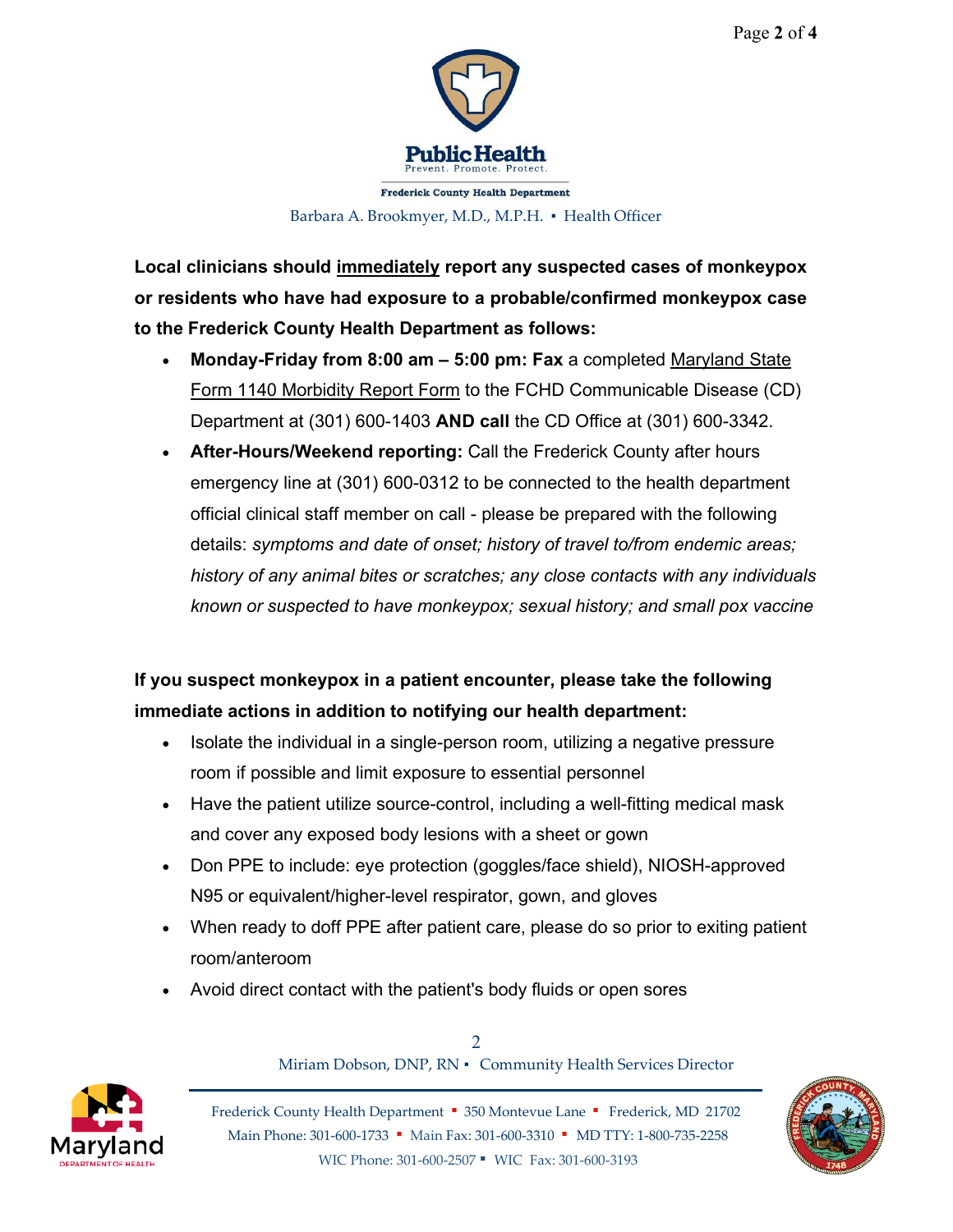**Local clinicians should <u>immediately</u> report any suspected cases of monkeypox or residents who have had exposure to a probable/confirmed monkeypox case to the Frederick County Health Department as follows:**

- **Monday-Friday from 8:00 am – 5:00 pm: Fax** a completed <u>Maryland State Form 1140 Morbidity Report Form</u> to the FCHD Communicable Disease (CD) Department at (301) 600-1403 **AND call** the CD Office at (301) 600-3342.
- **After-Hours/Weekend reporting:** Call the Frederick County after hours emergency line at (301) 600-0312 to be connected to the health department official clinical staff member on call - please be prepared with the following details: *symptoms and date of onset; history of travel to/from endemic areas; history of any animal bites or scratches; any close contacts with any individuals known or suspected to have monkeypox; sexual history; and small pox vaccine*

**If you suspect monkeypox in a patient encounter, please take the following immediate actions in addition to notifying our health department:**

- Isolate the individual in a single-person room, utilizing a negative pressure room if possible and limit exposure to essential personnel
- Have the patient utilize source-control, including a well-fitting medical mask and cover any exposed body lesions with a sheet or gown
- Don PPE to include: eye protection (goggles/face shield), NIOSH-approved N95 or equivalent/higher-level respirator, gown, and gloves
- When ready to doff PPE after patient care, please do so prior to exiting patient room/anteroom
- Avoid direct contact with the patient's body fluids or open sores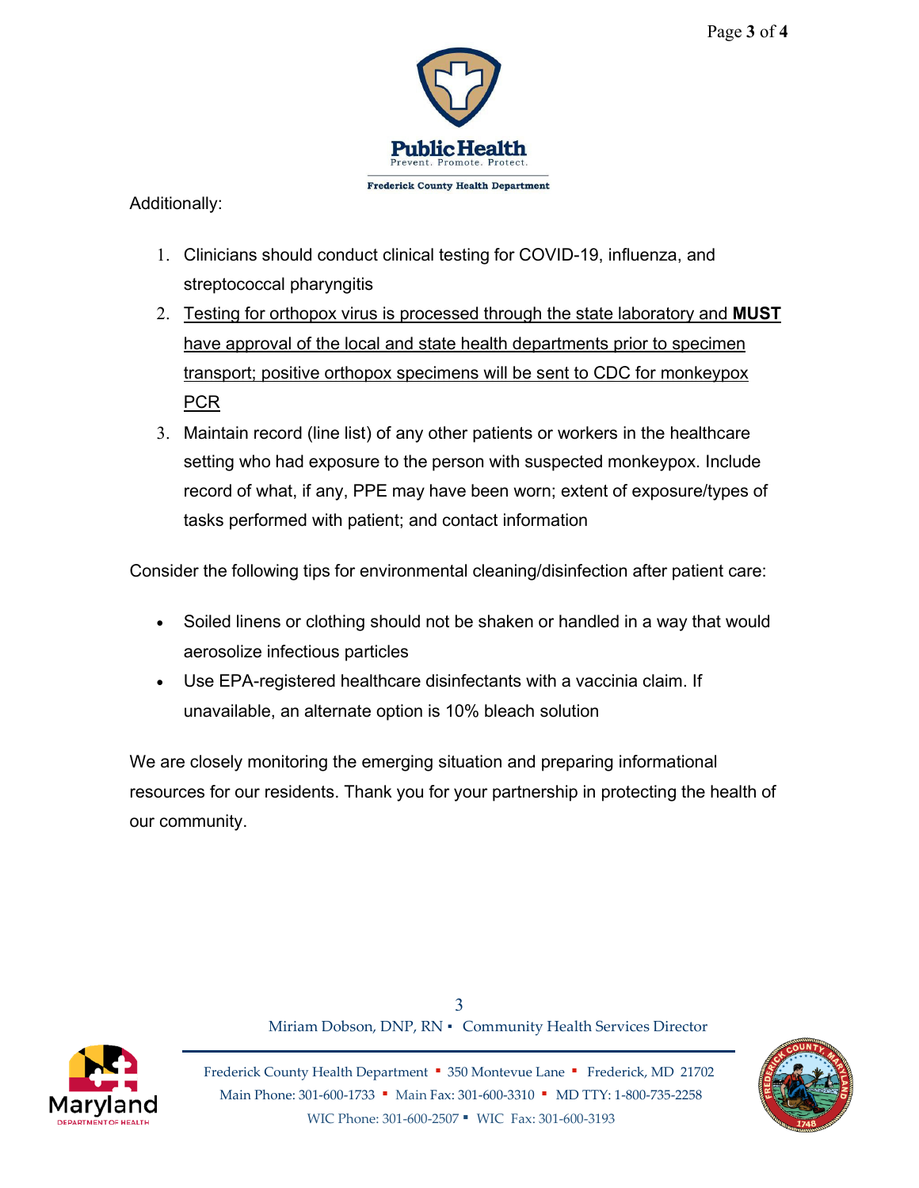Additionally:

1. Clinicians should conduct clinical testing for COVID-19, influenza, and streptococcal pharyngitis
2. <u>Testing for orthopox virus is processed through the state laboratory and **MUST** have approval of the local and state health departments prior to specimen transport; positive orthopox specimens will be sent to CDC for monkeypox PCR</u>
3. Maintain record (line list) of any other patients or workers in the healthcare setting who had exposure to the person with suspected monkeypox. Include record of what, if any, PPE may have been worn; extent of exposure/types of tasks performed with patient; and contact information

Consider the following tips for environmental cleaning/disinfection after patient care:

- Soiled linens or clothing should not be shaken or handled in a way that would aerosolize infectious particles
- Use EPA-registered healthcare disinfectants with a vaccinia claim. If unavailable, an alternate option is 10% bleach solution

We are closely monitoring the emerging situation and preparing informational resources for our residents. Thank you for your partnership in protecting the health of our community.